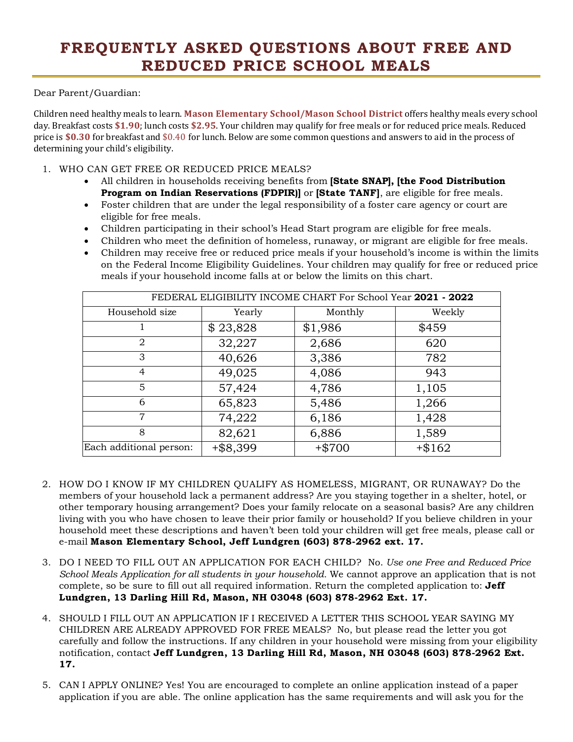# FREQUENTLY ASKED QUESTIONS ABOUT FREE AND REDUCED PRICE SCHOOL MEALS

Dear Parent/Guardian:

Children need healthy meals to learn. **Mason Elementary School/Mason School District** offers healthy meals every school day. Breakfast costs **$1.90**; lunch costs **$2.95**. Your children may qualify for free meals or for reduced price meals. Reduced price is **$0.30** for breakfast and $0.40 for lunch. Below are some common questions and answers to aid in the process of determining your child's eligibility.

1. WHO CAN GET FREE OR REDUCED PRICE MEALS?
   - All children in households receiving benefits from **[State SNAP], [the Food Distribution Program on Indian Reservations (FDPIR)]** or **[State TANF]**, are eligible for free meals.
   - Foster children that are under the legal responsibility of a foster care agency or court are eligible for free meals.
   - Children participating in their school's Head Start program are eligible for free meals.
   - Children who meet the definition of homeless, runaway, or migrant are eligible for free meals.
   - Children may receive free or reduced price meals if your household's income is within the limits on the Federal Income Eligibility Guidelines. Your children may qualify for free or reduced price meals if your household income falls at or below the limits on this chart.

| FEDERAL ELIGIBILITY INCOME CHART For School Year **2021 - 2022** | | | |
|---|---|---|---|
| Household size | Yearly | Monthly | Weekly |
| 1 | $ 23,828 | $1,986 | $459 |
| 2 | 32,227 | 2,686 | 620 |
| 3 | 40,626 | 3,386 | 782 |
| 4 | 49,025 | 4,086 | 943 |
| 5 | 57,424 | 4,786 | 1,105 |
| 6 | 65,823 | 5,486 | 1,266 |
| 7 | 74,222 | 6,186 | 1,428 |
| 8 | 82,621 | 6,886 | 1,589 |
| Each additional person: | +$8,399 | +$700 | +$162 |

2. HOW DO I KNOW IF MY CHILDREN QUALIFY AS HOMELESS, MIGRANT, OR RUNAWAY? Do the members of your household lack a permanent address? Are you staying together in a shelter, hotel, or other temporary housing arrangement? Does your family relocate on a seasonal basis? Are any children living with you who have chosen to leave their prior family or household? If you believe children in your household meet these descriptions and haven't been told your children will get free meals, please call or e-mail **Mason Elementary School, Jeff Lundgren (603) 878-2962 ext. 17.**

3. DO I NEED TO FILL OUT AN APPLICATION FOR EACH CHILD? No. *Use one Free and Reduced Price School Meals Application for all students in your household.* We cannot approve an application that is not complete, so be sure to fill out all required information. Return the completed application to: **Jeff Lundgren, 13 Darling Hill Rd, Mason, NH 03048 (603) 878-2962 Ext. 17.**

4. SHOULD I FILL OUT AN APPLICATION IF I RECEIVED A LETTER THIS SCHOOL YEAR SAYING MY CHILDREN ARE ALREADY APPROVED FOR FREE MEALS? No, but please read the letter you got carefully and follow the instructions. If any children in your household were missing from your eligibility notification, contact **Jeff Lundgren, 13 Darling Hill Rd, Mason, NH 03048 (603) 878-2962 Ext. 17.**

5. CAN I APPLY ONLINE? Yes! You are encouraged to complete an online application instead of a paper application if you are able. The online application has the same requirements and will ask you for the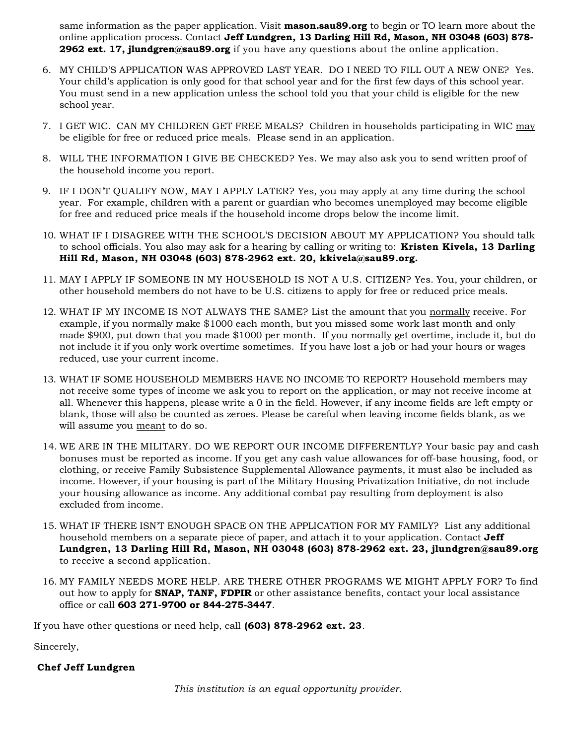same information as the paper application. Visit **mason.sau89.org** to begin or TO learn more about the online application process. Contact **Jeff Lundgren, 13 Darling Hill Rd, Mason, NH 03048 (603) 878-2962 ext. 17, jlundgren@sau89.org** if you have any questions about the online application.

6. MY CHILD'S APPLICATION WAS APPROVED LAST YEAR. DO I NEED TO FILL OUT A NEW ONE? Yes. Your child's application is only good for that school year and for the first few days of this school year. You must send in a new application unless the school told you that your child is eligible for the new school year.

7. I GET WIC. CAN MY CHILDREN GET FREE MEALS? Children in households participating in WIC <u>may</u> be eligible for free or reduced price meals. Please send in an application.

8. WILL THE INFORMATION I GIVE BE CHECKED? Yes. We may also ask you to send written proof of the household income you report.

9. IF I DON'T QUALIFY NOW, MAY I APPLY LATER? Yes, you may apply at any time during the school year. For example, children with a parent or guardian who becomes unemployed may become eligible for free and reduced price meals if the household income drops below the income limit.

10. WHAT IF I DISAGREE WITH THE SCHOOL'S DECISION ABOUT MY APPLICATION? You should talk to school officials. You also may ask for a hearing by calling or writing to: **Kristen Kivela, 13 Darling Hill Rd, Mason, NH 03048 (603) 878-2962 ext. 20, kkivela@sau89.org.**

11. MAY I APPLY IF SOMEONE IN MY HOUSEHOLD IS NOT A U.S. CITIZEN? Yes. You, your children, or other household members do not have to be U.S. citizens to apply for free or reduced price meals.

12. WHAT IF MY INCOME IS NOT ALWAYS THE SAME? List the amount that you <u>normally</u> receive. For example, if you normally make $1000 each month, but you missed some work last month and only made $900, put down that you made $1000 per month. If you normally get overtime, include it, but do not include it if you only work overtime sometimes. If you have lost a job or had your hours or wages reduced, use your current income.

13. WHAT IF SOME HOUSEHOLD MEMBERS HAVE NO INCOME TO REPORT? Household members may not receive some types of income we ask you to report on the application, or may not receive income at all. Whenever this happens, please write a 0 in the field. However, if any income fields are left empty or blank, those will <u>also</u> be counted as zeroes. Please be careful when leaving income fields blank, as we will assume you <u>meant</u> to do so.

14. WE ARE IN THE MILITARY. DO WE REPORT OUR INCOME DIFFERENTLY? Your basic pay and cash bonuses must be reported as income. If you get any cash value allowances for off-base housing, food, or clothing, or receive Family Subsistence Supplemental Allowance payments, it must also be included as income. However, if your housing is part of the Military Housing Privatization Initiative, do not include your housing allowance as income. Any additional combat pay resulting from deployment is also excluded from income.

15. WHAT IF THERE ISN'T ENOUGH SPACE ON THE APPLICATION FOR MY FAMILY? List any additional household members on a separate piece of paper, and attach it to your application. Contact **Jeff Lundgren, 13 Darling Hill Rd, Mason, NH 03048 (603) 878-2962 ext. 23, jlundgren@sau89.org** to receive a second application.

16. MY FAMILY NEEDS MORE HELP. ARE THERE OTHER PROGRAMS WE MIGHT APPLY FOR? To find out how to apply for **SNAP, TANF, FDPIR** or other assistance benefits, contact your local assistance office or call **603 271-9700 or 844-275-3447**.

If you have other questions or need help, call **(603) 878-2962 ext. 23**.

Sincerely,

**Chef Jeff Lundgren**

*This institution is an equal opportunity provider.*